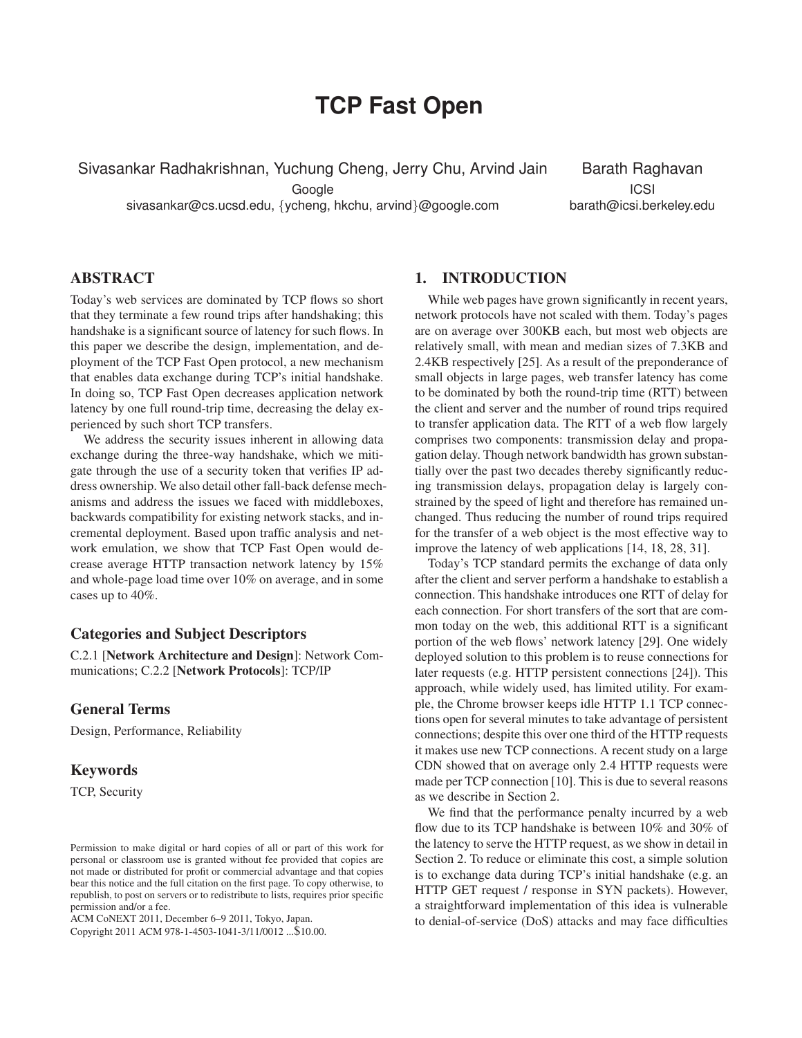# TCP Fast Open

Sivasankar Radhakrishnan, Yuchung Cheng, Jerry Chu, Arvind Jain
Google
sivasankar@cs.ucsd.edu, {ycheng, hkchu, arvind}@google.com

Barath Raghavan
ICSI
barath@icsi.berkeley.edu

## ABSTRACT

Today's web services are dominated by TCP flows so short that they terminate a few round trips after handshaking; this handshake is a significant source of latency for such flows. In this paper we describe the design, implementation, and deployment of the TCP Fast Open protocol, a new mechanism that enables data exchange during TCP's initial handshake. In doing so, TCP Fast Open decreases application network latency by one full round-trip time, decreasing the delay experienced by such short TCP transfers.

We address the security issues inherent in allowing data exchange during the three-way handshake, which we mitigate through the use of a security token that verifies IP address ownership. We also detail other fall-back defense mechanisms and address the issues we faced with middleboxes, backwards compatibility for existing network stacks, and incremental deployment. Based upon traffic analysis and network emulation, we show that TCP Fast Open would decrease average HTTP transaction network latency by 15% and whole-page load time over 10% on average, and in some cases up to 40%.

### Categories and Subject Descriptors

C.2.1 [**Network Architecture and Design**]: Network Communications; C.2.2 [**Network Protocols**]: TCP/IP

### General Terms

Design, Performance, Reliability

### Keywords

TCP, Security

Permission to make digital or hard copies of all or part of this work for personal or classroom use is granted without fee provided that copies are not made or distributed for profit or commercial advantage and that copies bear this notice and the full citation on the first page. To copy otherwise, to republish, to post on servers or to redistribute to lists, requires prior specific permission and/or a fee.
ACM CoNEXT 2011, December 6–9 2011, Tokyo, Japan.
Copyright 2011 ACM 978-1-4503-1041-3/11/0012 ...$10.00.

## 1. INTRODUCTION

While web pages have grown significantly in recent years, network protocols have not scaled with them. Today's pages are on average over 300KB each, but most web objects are relatively small, with mean and median sizes of 7.3KB and 2.4KB respectively [25]. As a result of the preponderance of small objects in large pages, web transfer latency has come to be dominated by both the round-trip time (RTT) between the client and server and the number of round trips required to transfer application data. The RTT of a web flow largely comprises two components: transmission delay and propagation delay. Though network bandwidth has grown substantially over the past two decades thereby significantly reducing transmission delays, propagation delay is largely constrained by the speed of light and therefore has remained unchanged. Thus reducing the number of round trips required for the transfer of a web object is the most effective way to improve the latency of web applications [14, 18, 28, 31].

Today's TCP standard permits the exchange of data only after the client and server perform a handshake to establish a connection. This handshake introduces one RTT of delay for each connection. For short transfers of the sort that are common today on the web, this additional RTT is a significant portion of the web flows' network latency [29]. One widely deployed solution to this problem is to reuse connections for later requests (e.g. HTTP persistent connections [24]). This approach, while widely used, has limited utility. For example, the Chrome browser keeps idle HTTP 1.1 TCP connections open for several minutes to take advantage of persistent connections; despite this over one third of the HTTP requests it makes use new TCP connections. A recent study on a large CDN showed that on average only 2.4 HTTP requests were made per TCP connection [10]. This is due to several reasons as we describe in Section 2.

We find that the performance penalty incurred by a web flow due to its TCP handshake is between 10% and 30% of the latency to serve the HTTP request, as we show in detail in Section 2. To reduce or eliminate this cost, a simple solution is to exchange data during TCP's initial handshake (e.g. an HTTP GET request / response in SYN packets). However, a straightforward implementation of this idea is vulnerable to denial-of-service (DoS) attacks and may face difficulties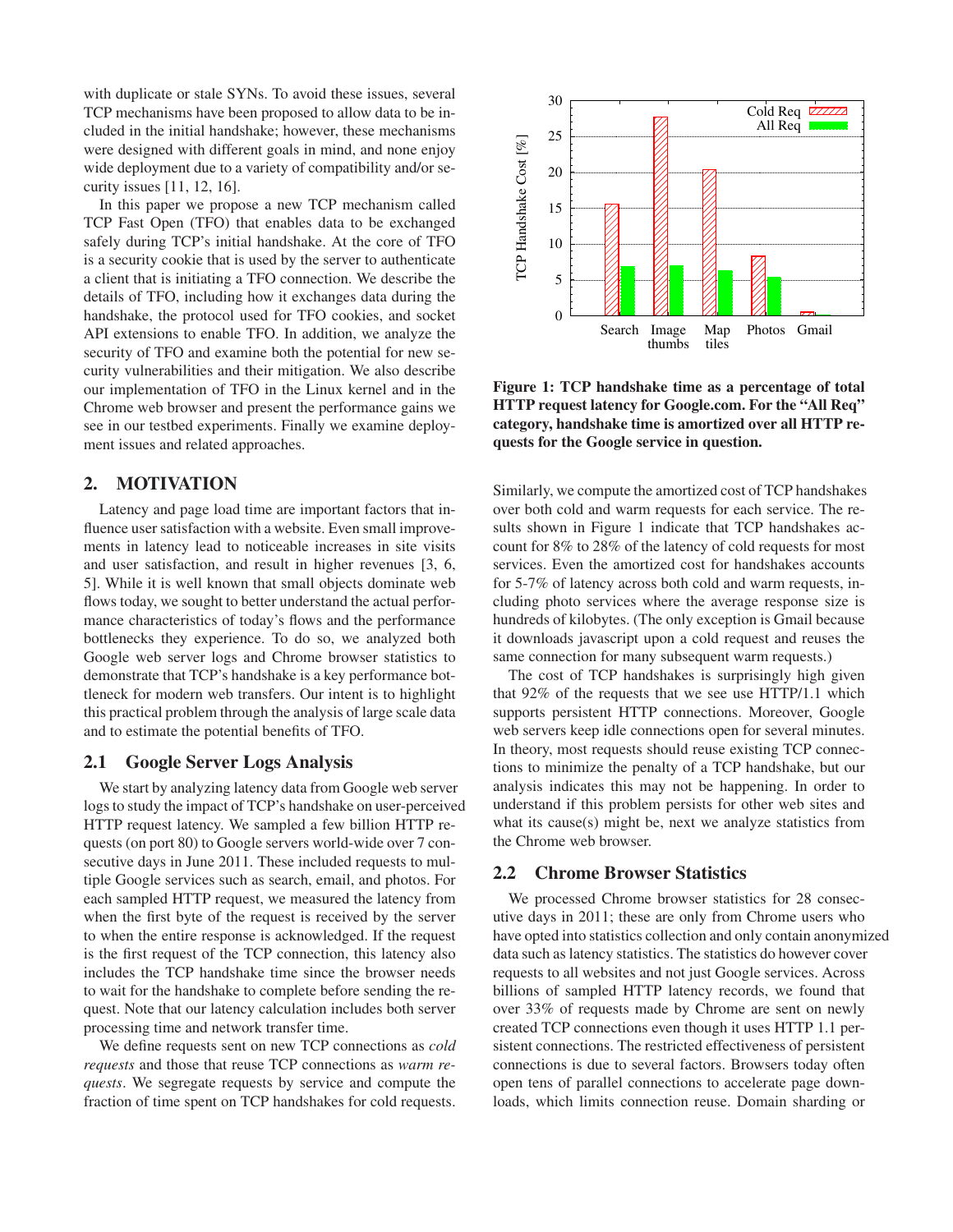with duplicate or stale SYNs. To avoid these issues, several TCP mechanisms have been proposed to allow data to be included in the initial handshake; however, these mechanisms were designed with different goals in mind, and none enjoy wide deployment due to a variety of compatibility and/or security issues [11, 12, 16].

In this paper we propose a new TCP mechanism called TCP Fast Open (TFO) that enables data to be exchanged safely during TCP's initial handshake. At the core of TFO is a security cookie that is used by the server to authenticate a client that is initiating a TFO connection. We describe the details of TFO, including how it exchanges data during the handshake, the protocol used for TFO cookies, and socket API extensions to enable TFO. In addition, we analyze the security of TFO and examine both the potential for new security vulnerabilities and their mitigation. We also describe our implementation of TFO in the Linux kernel and in the Chrome web browser and present the performance gains we see in our testbed experiments. Finally we examine deployment issues and related approaches.

## 2. MOTIVATION

Latency and page load time are important factors that influence user satisfaction with a website. Even small improvements in latency lead to noticeable increases in site visits and user satisfaction, and result in higher revenues [3, 6, 5]. While it is well known that small objects dominate web flows today, we sought to better understand the actual performance characteristics of today's flows and the performance bottlenecks they experience. To do so, we analyzed both Google web server logs and Chrome browser statistics to demonstrate that TCP's handshake is a key performance bottleneck for modern web transfers. Our intent is to highlight this practical problem through the analysis of large scale data and to estimate the potential benefits of TFO.

### 2.1 Google Server Logs Analysis

We start by analyzing latency data from Google web server logs to study the impact of TCP's handshake on user-perceived HTTP request latency. We sampled a few billion HTTP requests (on port 80) to Google servers world-wide over 7 consecutive days in June 2011. These included requests to multiple Google services such as search, email, and photos. For each sampled HTTP request, we measured the latency from when the first byte of the request is received by the server to when the entire response is acknowledged. If the request is the first request of the TCP connection, this latency also includes the TCP handshake time since the browser needs to wait for the handshake to complete before sending the request. Note that our latency calculation includes both server processing time and network transfer time.

We define requests sent on new TCP connections as *cold requests* and those that reuse TCP connections as *warm requests*. We segregate requests by service and compute the fraction of time spent on TCP handshakes for cold requests.

**Figure 1: TCP handshake time as a percentage of total HTTP request latency for Google.com. For the "All Req" category, handshake time is amortized over all HTTP requests for the Google service in question.**

Similarly, we compute the amortized cost of TCP handshakes over both cold and warm requests for each service. The results shown in Figure 1 indicate that TCP handshakes account for 8% to 28% of the latency of cold requests for most services. Even the amortized cost for handshakes accounts for 5-7% of latency across both cold and warm requests, including photo services where the average response size is hundreds of kilobytes. (The only exception is Gmail because it downloads javascript upon a cold request and reuses the same connection for many subsequent warm requests.)

The cost of TCP handshakes is surprisingly high given that 92% of the requests that we see use HTTP/1.1 which supports persistent HTTP connections. Moreover, Google web servers keep idle connections open for several minutes. In theory, most requests should reuse existing TCP connections to minimize the penalty of a TCP handshake, but our analysis indicates this may not be happening. In order to understand if this problem persists for other web sites and what its cause(s) might be, next we analyze statistics from the Chrome web browser.

### 2.2 Chrome Browser Statistics

We processed Chrome browser statistics for 28 consecutive days in 2011; these are only from Chrome users who have opted into statistics collection and only contain anonymized data such as latency statistics. The statistics do however cover requests to all websites and not just Google services. Across billions of sampled HTTP latency records, we found that over 33% of requests made by Chrome are sent on newly created TCP connections even though it uses HTTP 1.1 persistent connections. The restricted effectiveness of persistent connections is due to several factors. Browsers today often open tens of parallel connections to accelerate page downloads, which limits connection reuse. Domain sharding or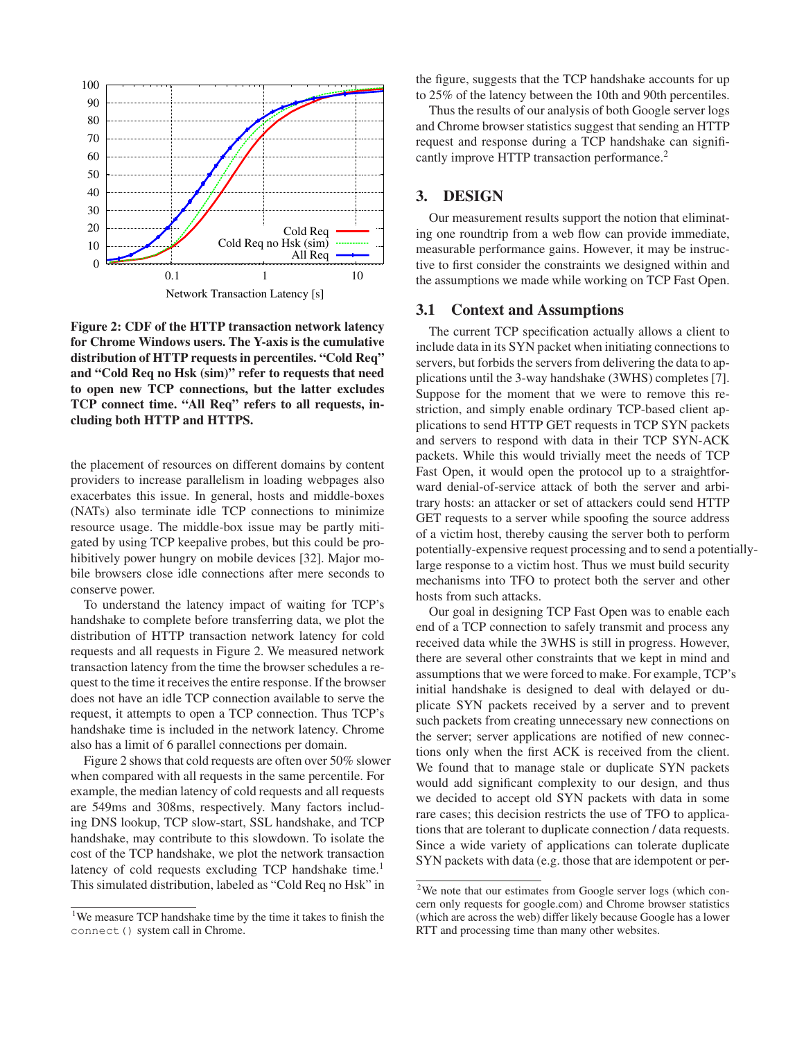**Figure 2: CDF of the HTTP transaction network latency for Chrome Windows users. The Y-axis is the cumulative distribution of HTTP requests in percentiles. "Cold Req" and "Cold Req no Hsk (sim)" refer to requests that need to open new TCP connections, but the latter excludes TCP connect time. "All Req" refers to all requests, including both HTTP and HTTPS.**

the placement of resources on different domains by content providers to increase parallelism in loading webpages also exacerbates this issue. In general, hosts and middle-boxes (NATs) also terminate idle TCP connections to minimize resource usage. The middle-box issue may be partly mitigated by using TCP keepalive probes, but this could be prohibitively power hungry on mobile devices [32]. Major mobile browsers close idle connections after mere seconds to conserve power.

To understand the latency impact of waiting for TCP's handshake to complete before transferring data, we plot the distribution of HTTP transaction network latency for cold requests and all requests in Figure 2. We measured network transaction latency from the time the browser schedules a request to the time it receives the entire response. If the browser does not have an idle TCP connection available to serve the request, it attempts to open a TCP connection. Thus TCP's handshake time is included in the network latency. Chrome also has a limit of 6 parallel connections per domain.

Figure 2 shows that cold requests are often over 50% slower when compared with all requests in the same percentile. For example, the median latency of cold requests and all requests are 549ms and 308ms, respectively. Many factors including DNS lookup, TCP slow-start, SSL handshake, and TCP handshake, may contribute to this slowdown. To isolate the cost of the TCP handshake, we plot the network transaction latency of cold requests excluding TCP handshake time.[1] This simulated distribution, labeled as "Cold Req no Hsk" in the figure, suggests that the TCP handshake accounts for up to 25% of the latency between the 10th and 90th percentiles.

Thus the results of our analysis of both Google server logs and Chrome browser statistics suggest that sending an HTTP request and response during a TCP handshake can significantly improve HTTP transaction performance.[2]

## 3. DESIGN

Our measurement results support the notion that eliminating one roundtrip from a web flow can provide immediate, measurable performance gains. However, it may be instructive to first consider the constraints we designed within and the assumptions we made while working on TCP Fast Open.

### 3.1 Context and Assumptions

The current TCP specification actually allows a client to include data in its SYN packet when initiating connections to servers, but forbids the servers from delivering the data to applications until the 3-way handshake (3WHS) completes [7]. Suppose for the moment that we were to remove this restriction, and simply enable ordinary TCP-based client applications to send HTTP GET requests in TCP SYN packets and servers to respond with data in their TCP SYN-ACK packets. While this would trivially meet the needs of TCP Fast Open, it would open the protocol up to a straightforward denial-of-service attack of both the server and arbitrary hosts: an attacker or set of attackers could send HTTP GET requests to a server while spoofing the source address of a victim host, thereby causing the server both to perform potentially-expensive request processing and to send a potentially-large response to a victim host. Thus we must build security mechanisms into TFO to protect both the server and other hosts from such attacks.

Our goal in designing TCP Fast Open was to enable each end of a TCP connection to safely transmit and process any received data while the 3WHS is still in progress. However, there are several other constraints that we kept in mind and assumptions that we were forced to make. For example, TCP's initial handshake is designed to deal with delayed or duplicate SYN packets received by a server and to prevent such packets from creating unnecessary new connections on the server; server applications are notified of new connections only when the first ACK is received from the client. We found that to manage stale or duplicate SYN packets would add significant complexity to our design, and thus we decided to accept old SYN packets with data in some rare cases; this decision restricts the use of TFO to applications that are tolerant to duplicate connection / data requests. Since a wide variety of applications can tolerate duplicate SYN packets with data (e.g. those that are idempotent or per-

[1] We measure TCP handshake time by the time it takes to finish the `connect()` system call in Chrome.

[2] We note that our estimates from Google server logs (which concern only requests for google.com) and Chrome browser statistics (which are across the web) differ likely because Google has a lower RTT and processing time than many other websites.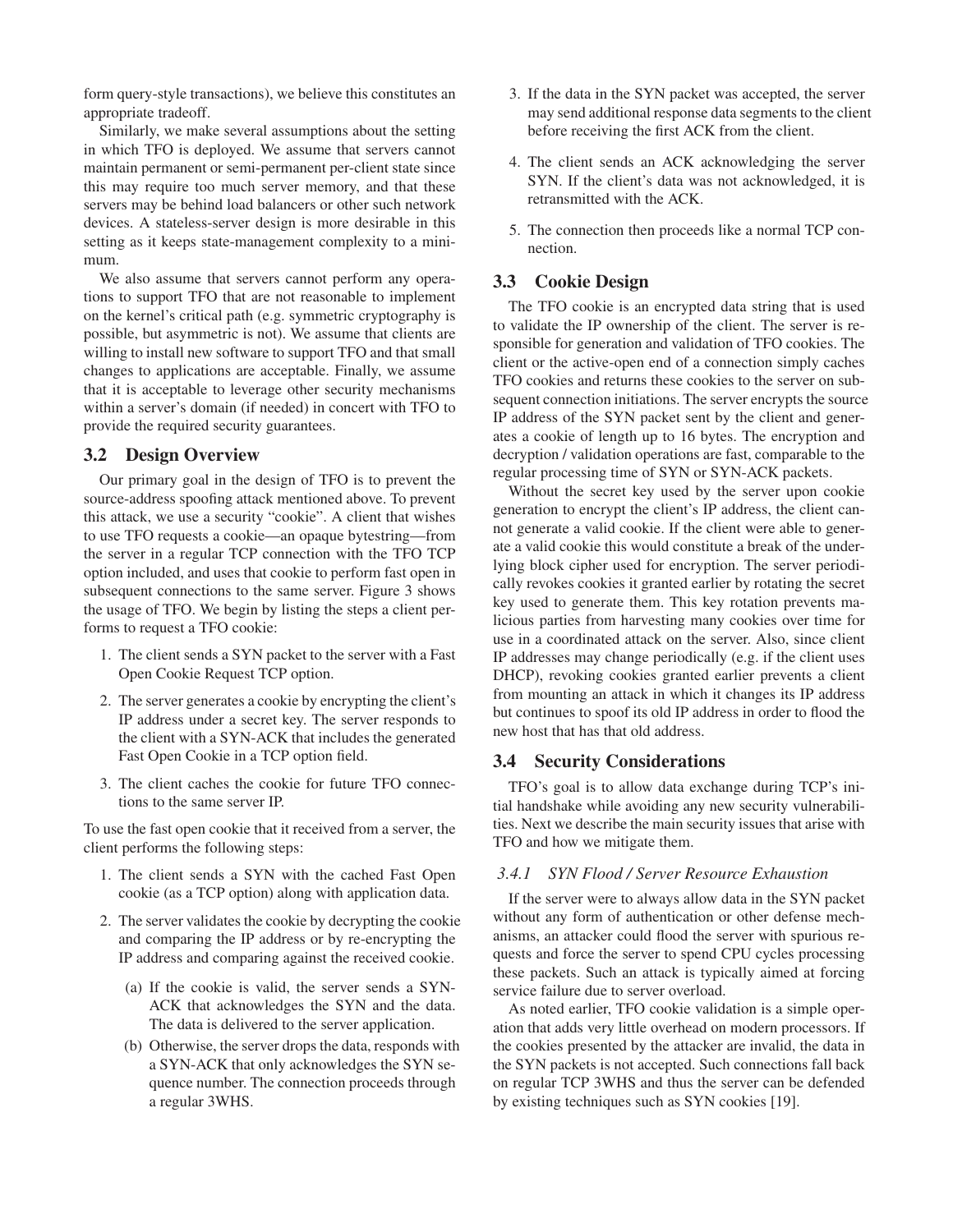form query-style transactions), we believe this constitutes an appropriate tradeoff.

Similarly, we make several assumptions about the setting in which TFO is deployed. We assume that servers cannot maintain permanent or semi-permanent per-client state since this may require too much server memory, and that these servers may be behind load balancers or other such network devices. A stateless-server design is more desirable in this setting as it keeps state-management complexity to a minimum.

We also assume that servers cannot perform any operations to support TFO that are not reasonable to implement on the kernel's critical path (e.g. symmetric cryptography is possible, but asymmetric is not). We assume that clients are willing to install new software to support TFO and that small changes to applications are acceptable. Finally, we assume that it is acceptable to leverage other security mechanisms within a server's domain (if needed) in concert with TFO to provide the required security guarantees.

## 3.2 Design Overview

Our primary goal in the design of TFO is to prevent the source-address spoofing attack mentioned above. To prevent this attack, we use a security "cookie". A client that wishes to use TFO requests a cookie—an opaque bytestring—from the server in a regular TCP connection with the TFO TCP option included, and uses that cookie to perform fast open in subsequent connections to the same server. Figure 3 shows the usage of TFO. We begin by listing the steps a client performs to request a TFO cookie:

1. The client sends a SYN packet to the server with a Fast Open Cookie Request TCP option.
2. The server generates a cookie by encrypting the client's IP address under a secret key. The server responds to the client with a SYN-ACK that includes the generated Fast Open Cookie in a TCP option field.
3. The client caches the cookie for future TFO connections to the same server IP.

To use the fast open cookie that it received from a server, the client performs the following steps:

1. The client sends a SYN with the cached Fast Open cookie (as a TCP option) along with application data.
2. The server validates the cookie by decrypting the cookie and comparing the IP address or by re-encrypting the IP address and comparing against the received cookie.
   (a) If the cookie is valid, the server sends a SYN-ACK that acknowledges the SYN and the data. The data is delivered to the server application.
   (b) Otherwise, the server drops the data, responds with a SYN-ACK that only acknowledges the SYN sequence number. The connection proceeds through a regular 3WHS.
3. If the data in the SYN packet was accepted, the server may send additional response data segments to the client before receiving the first ACK from the client.
4. The client sends an ACK acknowledging the server SYN. If the client's data was not acknowledged, it is retransmitted with the ACK.
5. The connection then proceeds like a normal TCP connection.

## 3.3 Cookie Design

The TFO cookie is an encrypted data string that is used to validate the IP ownership of the client. The server is responsible for generation and validation of TFO cookies. The client or the active-open end of a connection simply caches TFO cookies and returns these cookies to the server on subsequent connection initiations. The server encrypts the source IP address of the SYN packet sent by the client and generates a cookie of length up to 16 bytes. The encryption and decryption / validation operations are fast, comparable to the regular processing time of SYN or SYN-ACK packets.

Without the secret key used by the server upon cookie generation to encrypt the client's IP address, the client cannot generate a valid cookie. If the client were able to generate a valid cookie this would constitute a break of the underlying block cipher used for encryption. The server periodically revokes cookies it granted earlier by rotating the secret key used to generate them. This key rotation prevents malicious parties from harvesting many cookies over time for use in a coordinated attack on the server. Also, since client IP addresses may change periodically (e.g. if the client uses DHCP), revoking cookies granted earlier prevents a client from mounting an attack in which it changes its IP address but continues to spoof its old IP address in order to flood the new host that has that old address.

## 3.4 Security Considerations

TFO's goal is to allow data exchange during TCP's initial handshake while avoiding any new security vulnerabilities. Next we describe the main security issues that arise with TFO and how we mitigate them.

### 3.4.1 SYN Flood / Server Resource Exhaustion

If the server were to always allow data in the SYN packet without any form of authentication or other defense mechanisms, an attacker could flood the server with spurious requests and force the server to spend CPU cycles processing these packets. Such an attack is typically aimed at forcing service failure due to server overload.

As noted earlier, TFO cookie validation is a simple operation that adds very little overhead on modern processors. If the cookies presented by the attacker are invalid, the data in the SYN packets is not accepted. Such connections fall back on regular TCP 3WHS and thus the server can be defended by existing techniques such as SYN cookies [19].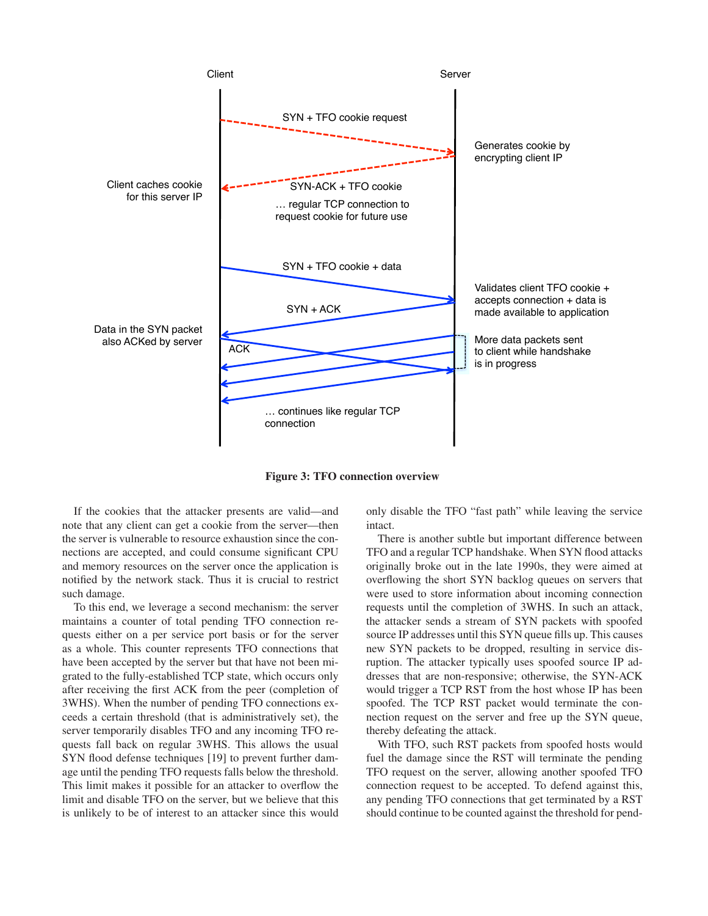Figure 3: TFO connection overview

If the cookies that the attacker presents are valid—and note that any client can get a cookie from the server—then the server is vulnerable to resource exhaustion since the connections are accepted, and could consume significant CPU and memory resources on the server once the application is notified by the network stack. Thus it is crucial to restrict such damage.

To this end, we leverage a second mechanism: the server maintains a counter of total pending TFO connection requests either on a per service port basis or for the server as a whole. This counter represents TFO connections that have been accepted by the server but that have not been migrated to the fully-established TCP state, which occurs only after receiving the first ACK from the peer (completion of 3WHS). When the number of pending TFO connections exceeds a certain threshold (that is administratively set), the server temporarily disables TFO and any incoming TFO requests fall back on regular 3WHS. This allows the usual SYN flood defense techniques [19] to prevent further damage until the pending TFO requests falls below the threshold. This limit makes it possible for an attacker to overflow the limit and disable TFO on the server, but we believe that this is unlikely to be of interest to an attacker since this would only disable the TFO "fast path" while leaving the service intact.

There is another subtle but important difference between TFO and a regular TCP handshake. When SYN flood attacks originally broke out in the late 1990s, they were aimed at overflowing the short SYN backlog queues on servers that were used to store information about incoming connection requests until the completion of 3WHS. In such an attack, the attacker sends a stream of SYN packets with spoofed source IP addresses until this SYN queue fills up. This causes new SYN packets to be dropped, resulting in service disruption. The attacker typically uses spoofed source IP addresses that are non-responsive; otherwise, the SYN-ACK would trigger a TCP RST from the host whose IP has been spoofed. The TCP RST packet would terminate the connection request on the server and free up the SYN queue, thereby defeating the attack.

With TFO, such RST packets from spoofed hosts would fuel the damage since the RST will terminate the pending TFO request on the server, allowing another spoofed TFO connection request to be accepted. To defend against this, any pending TFO connections that get terminated by a RST should continue to be counted against the threshold for pend-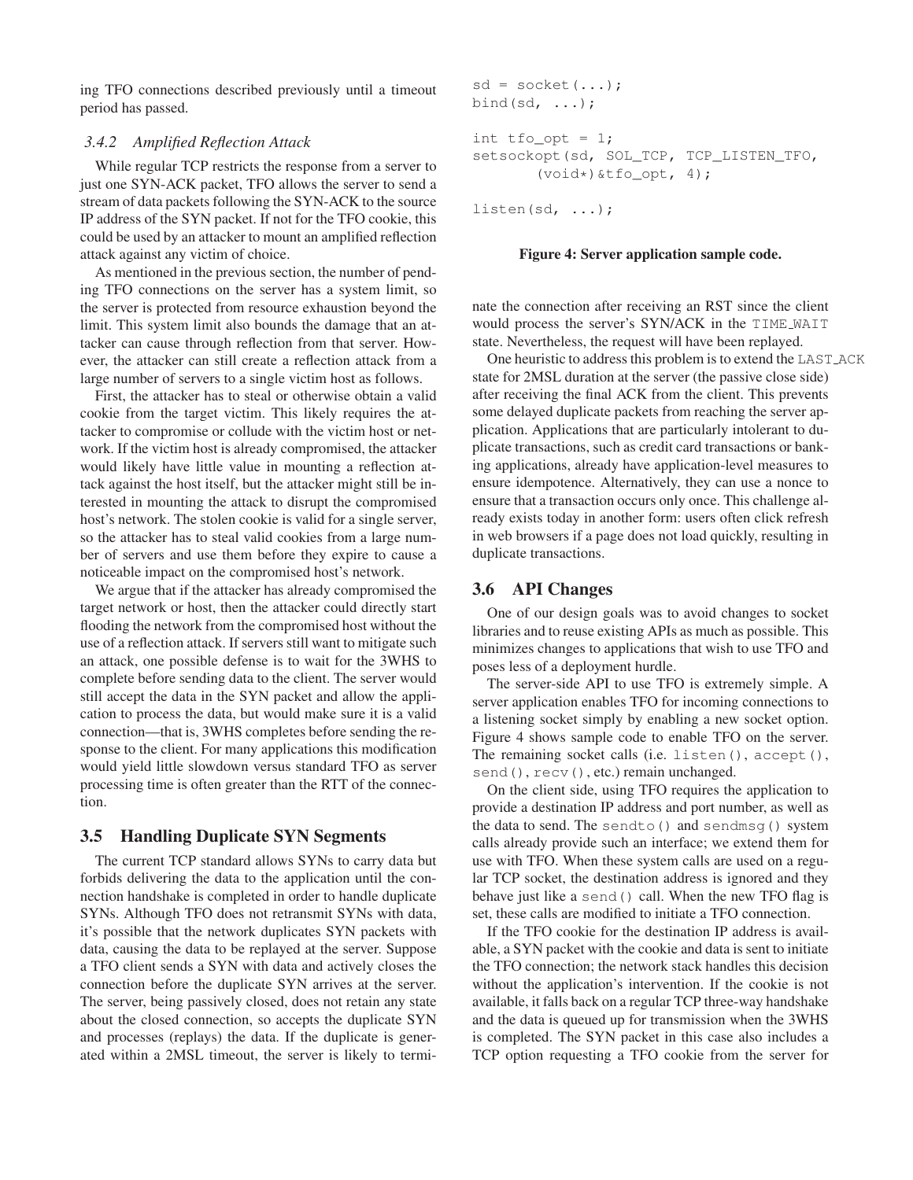ing TFO connections described previously until a timeout period has passed.

#### 3.4.2 Amplified Reflection Attack

While regular TCP restricts the response from a server to just one SYN-ACK packet, TFO allows the server to send a stream of data packets following the SYN-ACK to the source IP address of the SYN packet. If not for the TFO cookie, this could be used by an attacker to mount an amplified reflection attack against any victim of choice.

As mentioned in the previous section, the number of pending TFO connections on the server has a system limit, so the server is protected from resource exhaustion beyond the limit. This system limit also bounds the damage that an attacker can cause through reflection from that server. However, the attacker can still create a reflection attack from a large number of servers to a single victim host as follows.

First, the attacker has to steal or otherwise obtain a valid cookie from the target victim. This likely requires the attacker to compromise or collude with the victim host or network. If the victim host is already compromised, the attacker would likely have little value in mounting a reflection attack against the host itself, but the attacker might still be interested in mounting the attack to disrupt the compromised host's network. The stolen cookie is valid for a single server, so the attacker has to steal valid cookies from a large number of servers and use them before they expire to cause a noticeable impact on the compromised host's network.

We argue that if the attacker has already compromised the target network or host, then the attacker could directly start flooding the network from the compromised host without the use of a reflection attack. If servers still want to mitigate such an attack, one possible defense is to wait for the 3WHS to complete before sending data to the client. The server would still accept the data in the SYN packet and allow the application to process the data, but would make sure it is a valid connection—that is, 3WHS completes before sending the response to the client. For many applications this modification would yield little slowdown versus standard TFO as server processing time is often greater than the RTT of the connection.

### 3.5 Handling Duplicate SYN Segments

The current TCP standard allows SYNs to carry data but forbids delivering the data to the application until the connection handshake is completed in order to handle duplicate SYNs. Although TFO does not retransmit SYNs with data, it's possible that the network duplicates SYN packets with data, causing the data to be replayed at the server. Suppose a TFO client sends a SYN with data and actively closes the connection before the duplicate SYN arrives at the server. The server, being passively closed, does not retain any state about the closed connection, so accepts the duplicate SYN and processes (replays) the data. If the duplicate is generated within a 2MSL timeout, the server is likely to terminate the connection after receiving an RST since the client would process the server's SYN/ACK in the TIME_WAIT state. Nevertheless, the request will have been replayed.

One heuristic to address this problem is to extend the LAST_ACK state for 2MSL duration at the server (the passive close side) after receiving the final ACK from the client. This prevents some delayed duplicate packets from reaching the server application. Applications that are particularly intolerant to duplicate transactions, such as credit card transactions or banking applications, already have application-level measures to ensure idempotence. Alternatively, they can use a nonce to ensure that a transaction occurs only once. This challenge already exists today in another form: users often click refresh in web browsers if a page does not load quickly, resulting in duplicate transactions.

```
sd = socket(...);
bind(sd, ...);

int tfo_opt = 1;
setsockopt(sd, SOL_TCP, TCP_LISTEN_TFO,
        (void*)&tfo_opt, 4);

listen(sd, ...);
```

**Figure 4: Server application sample code.**

### 3.6 API Changes

One of our design goals was to avoid changes to socket libraries and to reuse existing APIs as much as possible. This minimizes changes to applications that wish to use TFO and poses less of a deployment hurdle.

The server-side API to use TFO is extremely simple. A server application enables TFO for incoming connections to a listening socket simply by enabling a new socket option. Figure 4 shows sample code to enable TFO on the server. The remaining socket calls (i.e. `listen()`, `accept()`, `send()`, `recv()`, etc.) remain unchanged.

On the client side, using TFO requires the application to provide a destination IP address and port number, as well as the data to send. The `sendto()` and `sendmsg()` system calls already provide such an interface; we extend them for use with TFO. When these system calls are used on a regular TCP socket, the destination address is ignored and they behave just like a `send()` call. When the new TFO flag is set, these calls are modified to initiate a TFO connection.

If the TFO cookie for the destination IP address is available, a SYN packet with the cookie and data is sent to initiate the TFO connection; the network stack handles this decision without the application's intervention. If the cookie is not available, it falls back on a regular TCP three-way handshake and the data is queued up for transmission when the 3WHS is completed. The SYN packet in this case also includes a TCP option requesting a TFO cookie from the server for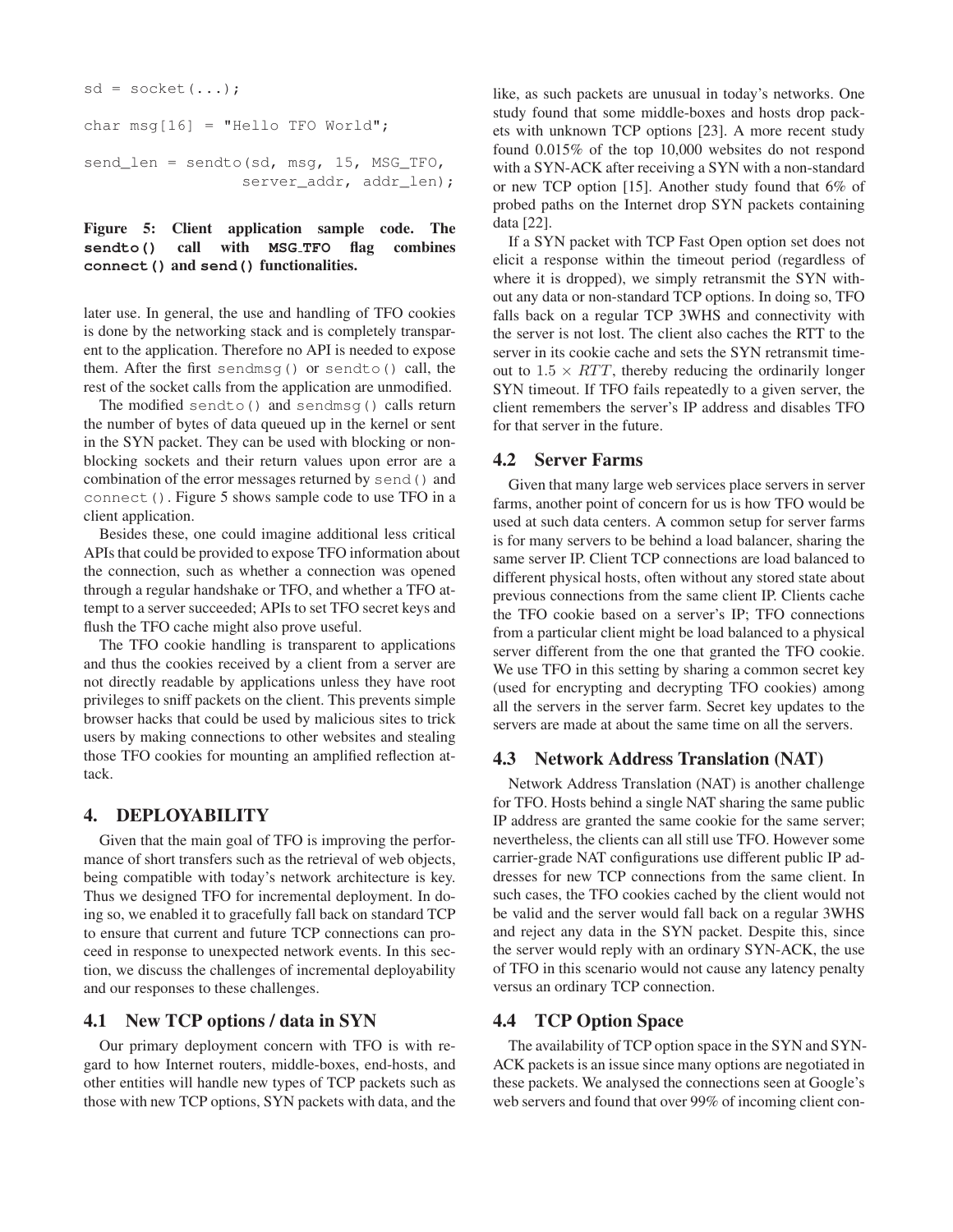```
sd = socket(...);

char msg[16] = "Hello TFO World";

send_len = sendto(sd, msg, 15, MSG_TFO,
                  server_addr, addr_len);
```

**Figure 5: Client application sample code. The `sendto()` call with `MSG_TFO` flag combines `connect()` and `send()` functionalities.**

later use. In general, the use and handling of TFO cookies is done by the networking stack and is completely transparent to the application. Therefore no API is needed to expose them. After the first `sendmsg()` or `sendto()` call, the rest of the socket calls from the application are unmodified.

The modified `sendto()` and `sendmsg()` calls return the number of bytes of data queued up in the kernel or sent in the SYN packet. They can be used with blocking or non-blocking sockets and their return values upon error are a combination of the error messages returned by `send()` and `connect()`. Figure 5 shows sample code to use TFO in a client application.

Besides these, one could imagine additional less critical APIs that could be provided to expose TFO information about the connection, such as whether a connection was opened through a regular handshake or TFO, and whether a TFO attempt to a server succeeded; APIs to set TFO secret keys and flush the TFO cache might also prove useful.

The TFO cookie handling is transparent to applications and thus the cookies received by a client from a server are not directly readable by applications unless they have root privileges to sniff packets on the client. This prevents simple browser hacks that could be used by malicious sites to trick users by making connections to other websites and stealing those TFO cookies for mounting an amplified reflection attack.

## 4. DEPLOYABILITY

Given that the main goal of TFO is improving the performance of short transfers such as the retrieval of web objects, being compatible with today's network architecture is key. Thus we designed TFO for incremental deployment. In doing so, we enabled it to gracefully fall back on standard TCP to ensure that current and future TCP connections can proceed in response to unexpected network events. In this section, we discuss the challenges of incremental deployability and our responses to these challenges.

### 4.1 New TCP options / data in SYN

Our primary deployment concern with TFO is with regard to how Internet routers, middle-boxes, end-hosts, and other entities will handle new types of TCP packets such as those with new TCP options, SYN packets with data, and the like, as such packets are unusual in today's networks. One study found that some middle-boxes and hosts drop packets with unknown TCP options [23]. A more recent study found 0.015% of the top 10,000 websites do not respond with a SYN-ACK after receiving a SYN with a non-standard or new TCP option [15]. Another study found that 6% of probed paths on the Internet drop SYN packets containing data [22].

If a SYN packet with TCP Fast Open option set does not elicit a response within the timeout period (regardless of where it is dropped), we simply retransmit the SYN without any data or non-standard TCP options. In doing so, TFO falls back on a regular TCP 3WHS and connectivity with the server is not lost. The client also caches the RTT to the server in its cookie cache and sets the SYN retransmit timeout to $1.5 \times RTT$, thereby reducing the ordinarily longer SYN timeout. If TFO fails repeatedly to a given server, the client remembers the server's IP address and disables TFO for that server in the future.

### 4.2 Server Farms

Given that many large web services place servers in server farms, another point of concern for us is how TFO would be used at such data centers. A common setup for server farms is for many servers to be behind a load balancer, sharing the same server IP. Client TCP connections are load balanced to different physical hosts, often without any stored state about previous connections from the same client IP. Clients cache the TFO cookie based on a server's IP; TFO connections from a particular client might be load balanced to a physical server different from the one that granted the TFO cookie. We use TFO in this setting by sharing a common secret key (used for encrypting and decrypting TFO cookies) among all the servers in the server farm. Secret key updates to the servers are made at about the same time on all the servers.

### 4.3 Network Address Translation (NAT)

Network Address Translation (NAT) is another challenge for TFO. Hosts behind a single NAT sharing the same public IP address are granted the same cookie for the same server; nevertheless, the clients can all still use TFO. However some carrier-grade NAT configurations use different public IP addresses for new TCP connections from the same client. In such cases, the TFO cookies cached by the client would not be valid and the server would fall back on a regular 3WHS and reject any data in the SYN packet. Despite this, since the server would reply with an ordinary SYN-ACK, the use of TFO in this scenario would not cause any latency penalty versus an ordinary TCP connection.

### 4.4 TCP Option Space

The availability of TCP option space in the SYN and SYN-ACK packets is an issue since many options are negotiated in these packets. We analysed the connections seen at Google's web servers and found that over 99% of incoming client con-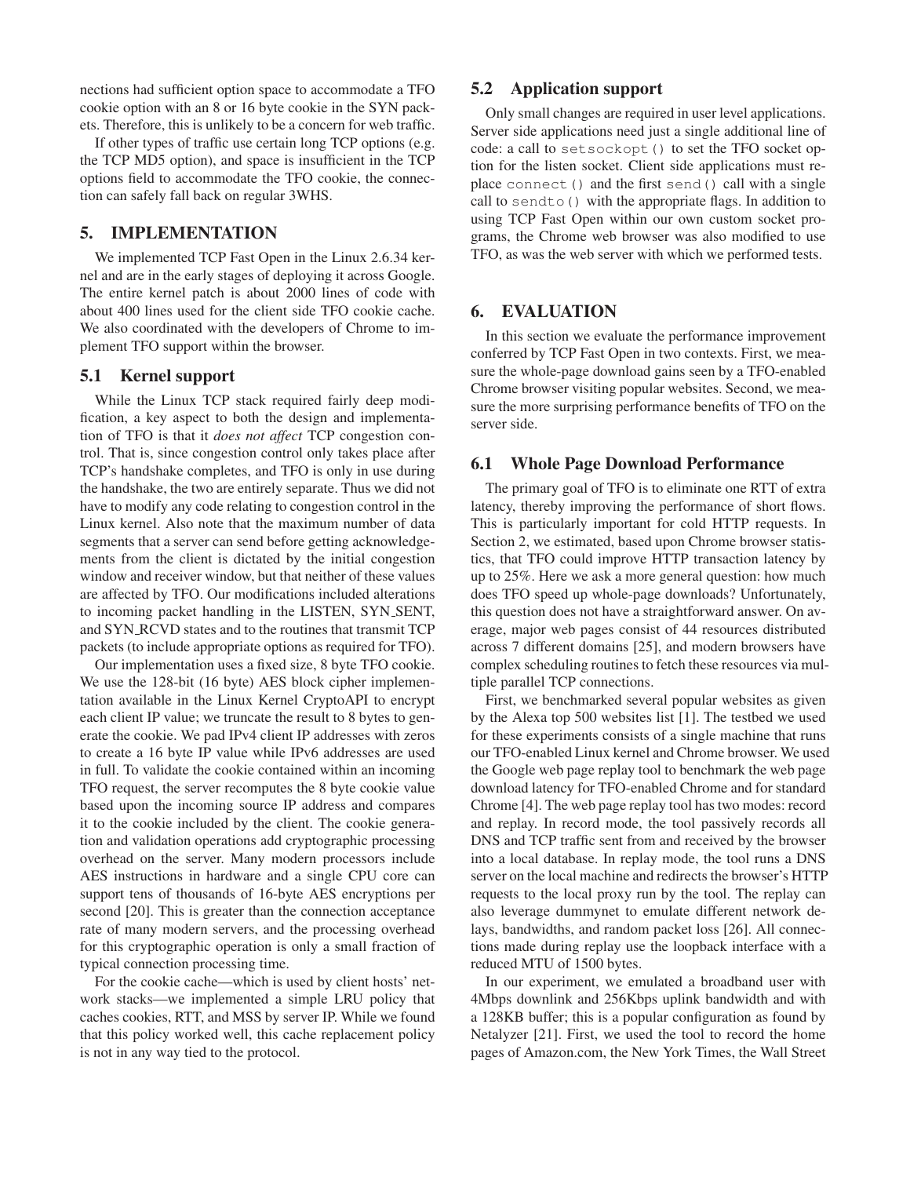nections had sufficient option space to accommodate a TFO cookie option with an 8 or 16 byte cookie in the SYN packets. Therefore, this is unlikely to be a concern for web traffic.

If other types of traffic use certain long TCP options (e.g. the TCP MD5 option), and space is insufficient in the TCP options field to accommodate the TFO cookie, the connection can safely fall back on regular 3WHS.

## 5. IMPLEMENTATION

We implemented TCP Fast Open in the Linux 2.6.34 kernel and are in the early stages of deploying it across Google. The entire kernel patch is about 2000 lines of code with about 400 lines used for the client side TFO cookie cache. We also coordinated with the developers of Chrome to implement TFO support within the browser.

### 5.1 Kernel support

While the Linux TCP stack required fairly deep modification, a key aspect to both the design and implementation of TFO is that it *does not affect* TCP congestion control. That is, since congestion control only takes place after TCP's handshake completes, and TFO is only in use during the handshake, the two are entirely separate. Thus we did not have to modify any code relating to congestion control in the Linux kernel. Also note that the maximum number of data segments that a server can send before getting acknowledgements from the client is dictated by the initial congestion window and receiver window, but that neither of these values are affected by TFO. Our modifications included alterations to incoming packet handling in the LISTEN, SYN_SENT, and SYN_RCVD states and to the routines that transmit TCP packets (to include appropriate options as required for TFO).

Our implementation uses a fixed size, 8 byte TFO cookie. We use the 128-bit (16 byte) AES block cipher implementation available in the Linux Kernel CryptoAPI to encrypt each client IP value; we truncate the result to 8 bytes to generate the cookie. We pad IPv4 client IP addresses with zeros to create a 16 byte IP value while IPv6 addresses are used in full. To validate the cookie contained within an incoming TFO request, the server recomputes the 8 byte cookie value based upon the incoming source IP address and compares it to the cookie included by the client. The cookie generation and validation operations add cryptographic processing overhead on the server. Many modern processors include AES instructions in hardware and a single CPU core can support tens of thousands of 16-byte AES encryptions per second [20]. This is greater than the connection acceptance rate of many modern servers, and the processing overhead for this cryptographic operation is only a small fraction of typical connection processing time.

For the cookie cache—which is used by client hosts' network stacks—we implemented a simple LRU policy that caches cookies, RTT, and MSS by server IP. While we found that this policy worked well, this cache replacement policy is not in any way tied to the protocol.

### 5.2 Application support

Only small changes are required in user level applications. Server side applications need just a single additional line of code: a call to `setsockopt()` to set the TFO socket option for the listen socket. Client side applications must replace `connect()` and the first `send()` call with a single call to `sendto()` with the appropriate flags. In addition to using TCP Fast Open within our own custom socket programs, the Chrome web browser was also modified to use TFO, as was the web server with which we performed tests.

## 6. EVALUATION

In this section we evaluate the performance improvement conferred by TCP Fast Open in two contexts. First, we measure the whole-page download gains seen by a TFO-enabled Chrome browser visiting popular websites. Second, we measure the more surprising performance benefits of TFO on the server side.

### 6.1 Whole Page Download Performance

The primary goal of TFO is to eliminate one RTT of extra latency, thereby improving the performance of short flows. This is particularly important for cold HTTP requests. In Section 2, we estimated, based upon Chrome browser statistics, that TFO could improve HTTP transaction latency by up to 25%. Here we ask a more general question: how much does TFO speed up whole-page downloads? Unfortunately, this question does not have a straightforward answer. On average, major web pages consist of 44 resources distributed across 7 different domains [25], and modern browsers have complex scheduling routines to fetch these resources via multiple parallel TCP connections.

First, we benchmarked several popular websites as given by the Alexa top 500 websites list [1]. The testbed we used for these experiments consists of a single machine that runs our TFO-enabled Linux kernel and Chrome browser. We used the Google web page replay tool to benchmark the web page download latency for TFO-enabled Chrome and for standard Chrome [4]. The web page replay tool has two modes: record and replay. In record mode, the tool passively records all DNS and TCP traffic sent from and received by the browser into a local database. In replay mode, the tool runs a DNS server on the local machine and redirects the browser's HTTP requests to the local proxy run by the tool. The replay can also leverage dummynet to emulate different network delays, bandwidths, and random packet loss [26]. All connections made during replay use the loopback interface with a reduced MTU of 1500 bytes.

In our experiment, we emulated a broadband user with 4Mbps downlink and 256Kbps uplink bandwidth and with a 128KB buffer; this is a popular configuration as found by Netalyzer [21]. First, we used the tool to record the home pages of Amazon.com, the New York Times, the Wall Street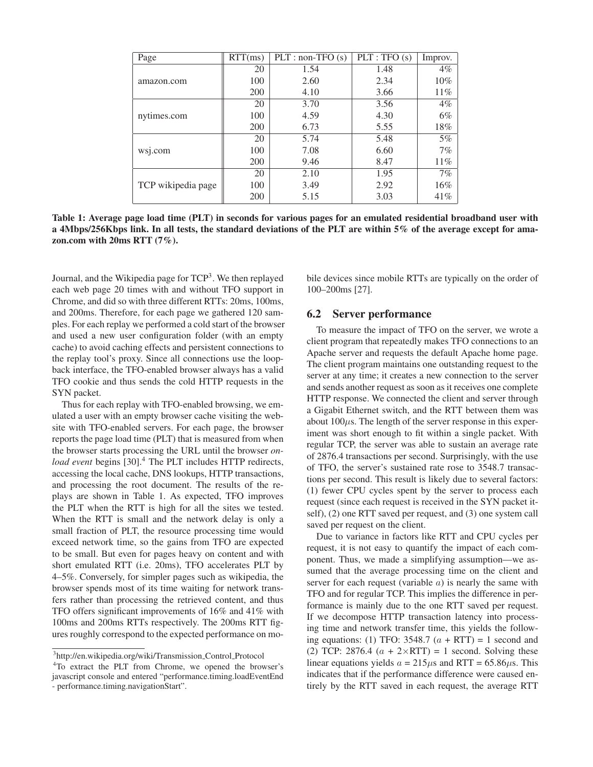| Page | RTT(ms) | PLT : non-TFO (s) | PLT : TFO (s) | Improv. |
|---|---|---|---|---|
| amazon.com | 20 | 1.54 | 1.48 | 4% |
| | 100 | 2.60 | 2.34 | 10% |
| | 200 | 4.10 | 3.66 | 11% |
| nytimes.com | 20 | 3.70 | 3.56 | 4% |
| | 100 | 4.59 | 4.30 | 6% |
| | 200 | 6.73 | 5.55 | 18% |
| wsj.com | 20 | 5.74 | 5.48 | 5% |
| | 100 | 7.08 | 6.60 | 7% |
| | 200 | 9.46 | 8.47 | 11% |
| TCP wikipedia page | 20 | 2.10 | 1.95 | 7% |
| | 100 | 3.49 | 2.92 | 16% |
| | 200 | 5.15 | 3.03 | 41% |

**Table 1: Average page load time (PLT) in seconds for various pages for an emulated residential broadband user with a 4Mbps/256Kbps link. In all tests, the standard deviations of the PLT are within 5% of the average except for amazon.com with 20ms RTT (7%).**

Journal, and the Wikipedia page for TCP[3]. We then replayed each web page 20 times with and without TFO support in Chrome, and did so with three different RTTs: 20ms, 100ms, and 200ms. Therefore, for each page we gathered 120 samples. For each replay we performed a cold start of the browser and used a new user configuration folder (with an empty cache) to avoid caching effects and persistent connections to the replay tool's proxy. Since all connections use the loopback interface, the TFO-enabled browser always has a valid TFO cookie and thus sends the cold HTTP requests in the SYN packet.

Thus for each replay with TFO-enabled browsing, we emulated a user with an empty browser cache visiting the website with TFO-enabled servers. For each page, the browser reports the page load time (PLT) that is measured from when the browser starts processing the URL until the browser *onload event* begins [30].[4] The PLT includes HTTP redirects, accessing the local cache, DNS lookups, HTTP transactions, and processing the root document. The results of the replays are shown in Table 1. As expected, TFO improves the PLT when the RTT is high for all the sites we tested. When the RTT is small and the network delay is only a small fraction of PLT, the resource processing time would exceed network time, so the gains from TFO are expected to be small. But even for pages heavy on content and with short emulated RTT (i.e. 20ms), TFO accelerates PLT by 4–5%. Conversely, for simpler pages such as wikipedia, the browser spends most of its time waiting for network transfers rather than processing the retrieved content, and thus TFO offers significant improvements of 16% and 41% with 100ms and 200ms RTTs respectively. The 200ms RTT figures roughly correspond to the expected performance on mobile devices since mobile RTTs are typically on the order of 100–200ms [27].

[3] http://en.wikipedia.org/wiki/Transmission_Control_Protocol

[4] To extract the PLT from Chrome, we opened the browser's javascript console and entered "performance.timing.loadEventEnd - performance.timing.navigationStart".

## 6.2 Server performance

To measure the impact of TFO on the server, we wrote a client program that repeatedly makes TFO connections to an Apache server and requests the default Apache home page. The client program maintains one outstanding request to the server at any time; it creates a new connection to the server and sends another request as soon as it receives one complete HTTP response. We connected the client and server through a Gigabit Ethernet switch, and the RTT between them was about $100\mu$s. The length of the server response in this experiment was short enough to fit within a single packet. With regular TCP, the server was able to sustain an average rate of 2876.4 transactions per second. Surprisingly, with the use of TFO, the server's sustained rate rose to 3548.7 transactions per second. This result is likely due to several factors: (1) fewer CPU cycles spent by the server to process each request (since each request is received in the SYN packet itself), (2) one RTT saved per request, and (3) one system call saved per request on the client.

Due to variance in factors like RTT and CPU cycles per request, it is not easy to quantify the impact of each component. Thus, we made a simplifying assumption—we assumed that the average processing time on the client and server for each request (variable $a$) is nearly the same with TFO and for regular TCP. This implies the difference in performance is mainly due to the one RTT saved per request. If we decompose HTTP transaction latency into processing time and network transfer time, this yields the following equations: (1) TFO: 3548.7 ($a$ + RTT) = 1 second and (2) TCP: 2876.4 ($a$ + 2×RTT) = 1 second. Solving these linear equations yields $a$ = 215$\mu$s and RTT = 65.86$\mu$s. This indicates that if the performance difference were caused entirely by the RTT saved in each request, the average RTT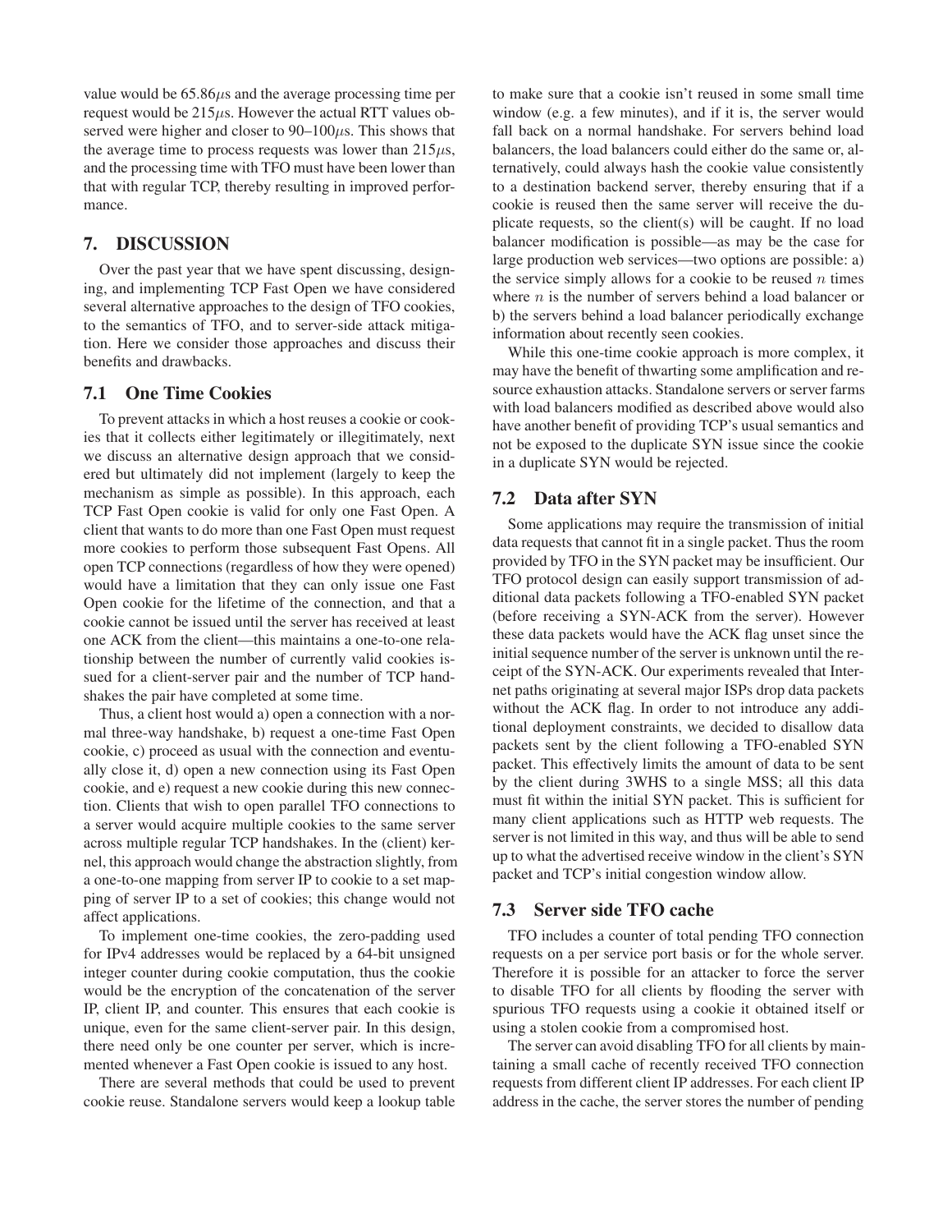value would be $65.86\mu$s and the average processing time per request would be $215\mu$s. However the actual RTT values observed were higher and closer to 90–$100\mu$s. This shows that the average time to process requests was lower than $215\mu$s, and the processing time with TFO must have been lower than that with regular TCP, thereby resulting in improved performance.

## 7. DISCUSSION

Over the past year that we have spent discussing, designing, and implementing TCP Fast Open we have considered several alternative approaches to the design of TFO cookies, to the semantics of TFO, and to server-side attack mitigation. Here we consider those approaches and discuss their benefits and drawbacks.

### 7.1 One Time Cookies

To prevent attacks in which a host reuses a cookie or cookies that it collects either legitimately or illegitimately, next we discuss an alternative design approach that we considered but ultimately did not implement (largely to keep the mechanism as simple as possible). In this approach, each TCP Fast Open cookie is valid for only one Fast Open. A client that wants to do more than one Fast Open must request more cookies to perform those subsequent Fast Opens. All open TCP connections (regardless of how they were opened) would have a limitation that they can only issue one Fast Open cookie for the lifetime of the connection, and that a cookie cannot be issued until the server has received at least one ACK from the client—this maintains a one-to-one relationship between the number of currently valid cookies issued for a client-server pair and the number of TCP handshakes the pair have completed at some time.

Thus, a client host would a) open a connection with a normal three-way handshake, b) request a one-time Fast Open cookie, c) proceed as usual with the connection and eventually close it, d) open a new connection using its Fast Open cookie, and e) request a new cookie during this new connection. Clients that wish to open parallel TFO connections to a server would acquire multiple cookies to the same server across multiple regular TCP handshakes. In the (client) kernel, this approach would change the abstraction slightly, from a one-to-one mapping from server IP to cookie to a set mapping of server IP to a set of cookies; this change would not affect applications.

To implement one-time cookies, the zero-padding used for IPv4 addresses would be replaced by a 64-bit unsigned integer counter during cookie computation, thus the cookie would be the encryption of the concatenation of the server IP, client IP, and counter. This ensures that each cookie is unique, even for the same client-server pair. In this design, there need only be one counter per server, which is incremented whenever a Fast Open cookie is issued to any host.

There are several methods that could be used to prevent cookie reuse. Standalone servers would keep a lookup table to make sure that a cookie isn't reused in some small time window (e.g. a few minutes), and if it is, the server would fall back on a normal handshake. For servers behind load balancers, the load balancers could either do the same or, alternatively, could always hash the cookie value consistently to a destination backend server, thereby ensuring that if a cookie is reused then the same server will receive the duplicate requests, so the client(s) will be caught. If no load balancer modification is possible—as may be the case for large production web services—two options are possible: a) the service simply allows for a cookie to be reused $n$ times where $n$ is the number of servers behind a load balancer or b) the servers behind a load balancer periodically exchange information about recently seen cookies.

While this one-time cookie approach is more complex, it may have the benefit of thwarting some amplification and resource exhaustion attacks. Standalone servers or server farms with load balancers modified as described above would also have another benefit of providing TCP's usual semantics and not be exposed to the duplicate SYN issue since the cookie in a duplicate SYN would be rejected.

### 7.2 Data after SYN

Some applications may require the transmission of initial data requests that cannot fit in a single packet. Thus the room provided by TFO in the SYN packet may be insufficient. Our TFO protocol design can easily support transmission of additional data packets following a TFO-enabled SYN packet (before receiving a SYN-ACK from the server). However these data packets would have the ACK flag unset since the initial sequence number of the server is unknown until the receipt of the SYN-ACK. Our experiments revealed that Internet paths originating at several major ISPs drop data packets without the ACK flag. In order to not introduce any additional deployment constraints, we decided to disallow data packets sent by the client following a TFO-enabled SYN packet. This effectively limits the amount of data to be sent by the client during 3WHS to a single MSS; all this data must fit within the initial SYN packet. This is sufficient for many client applications such as HTTP web requests. The server is not limited in this way, and thus will be able to send up to what the advertised receive window in the client's SYN packet and TCP's initial congestion window allow.

### 7.3 Server side TFO cache

TFO includes a counter of total pending TFO connection requests on a per service port basis or for the whole server. Therefore it is possible for an attacker to force the server to disable TFO for all clients by flooding the server with spurious TFO requests using a cookie it obtained itself or using a stolen cookie from a compromised host.

The server can avoid disabling TFO for all clients by maintaining a small cache of recently received TFO connection requests from different client IP addresses. For each client IP address in the cache, the server stores the number of pending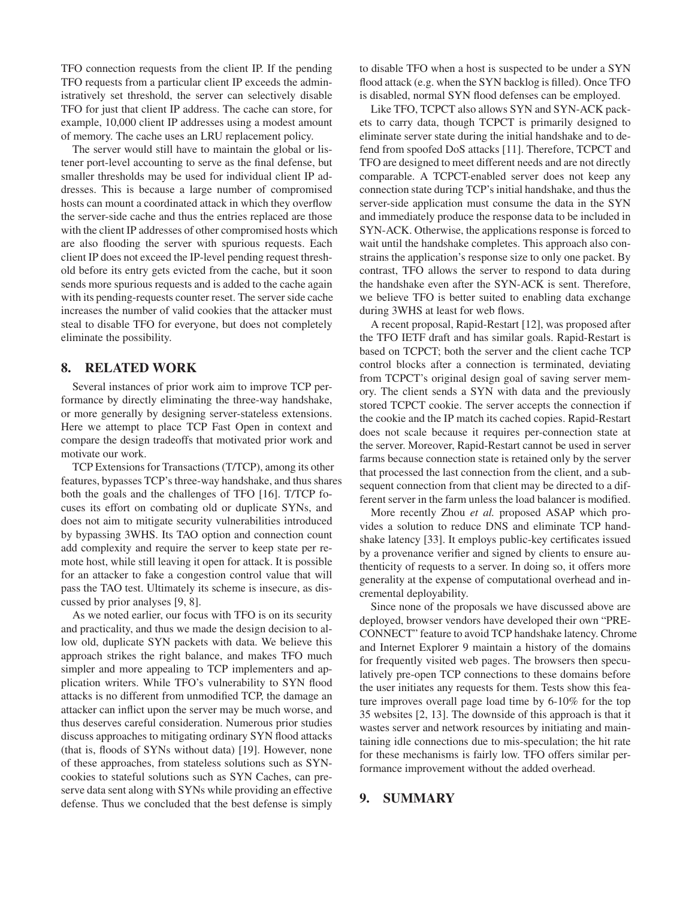TFO connection requests from the client IP. If the pending TFO requests from a particular client IP exceeds the administratively set threshold, the server can selectively disable TFO for just that client IP address. The cache can store, for example, 10,000 client IP addresses using a modest amount of memory. The cache uses an LRU replacement policy.

The server would still have to maintain the global or listener port-level accounting to serve as the final defense, but smaller thresholds may be used for individual client IP addresses. This is because a large number of compromised hosts can mount a coordinated attack in which they overflow the server-side cache and thus the entries replaced are those with the client IP addresses of other compromised hosts which are also flooding the server with spurious requests. Each client IP does not exceed the IP-level pending request threshold before its entry gets evicted from the cache, but it soon sends more spurious requests and is added to the cache again with its pending-requests counter reset. The server side cache increases the number of valid cookies that the attacker must steal to disable TFO for everyone, but does not completely eliminate the possibility.

## 8. RELATED WORK

Several instances of prior work aim to improve TCP performance by directly eliminating the three-way handshake, or more generally by designing server-stateless extensions. Here we attempt to place TCP Fast Open in context and compare the design tradeoffs that motivated prior work and motivate our work.

TCP Extensions for Transactions (T/TCP), among its other features, bypasses TCP's three-way handshake, and thus shares both the goals and the challenges of TFO [16]. T/TCP focuses its effort on combating old or duplicate SYNs, and does not aim to mitigate security vulnerabilities introduced by bypassing 3WHS. Its TAO option and connection count add complexity and require the server to keep state per remote host, while still leaving it open for attack. It is possible for an attacker to fake a congestion control value that will pass the TAO test. Ultimately its scheme is insecure, as discussed by prior analyses [9, 8].

As we noted earlier, our focus with TFO is on its security and practicality, and thus we made the design decision to allow old, duplicate SYN packets with data. We believe this approach strikes the right balance, and makes TFO much simpler and more appealing to TCP implementers and application writers. While TFO's vulnerability to SYN flood attacks is no different from unmodified TCP, the damage an attacker can inflict upon the server may be much worse, and thus deserves careful consideration. Numerous prior studies discuss approaches to mitigating ordinary SYN flood attacks (that is, floods of SYNs without data) [19]. However, none of these approaches, from stateless solutions such as SYN-cookies to stateful solutions such as SYN Caches, can preserve data sent along with SYNs while providing an effective defense. Thus we concluded that the best defense is simply to disable TFO when a host is suspected to be under a SYN flood attack (e.g. when the SYN backlog is filled). Once TFO is disabled, normal SYN flood defenses can be employed.

Like TFO, TCPCT also allows SYN and SYN-ACK packets to carry data, though TCPCT is primarily designed to eliminate server state during the initial handshake and to defend from spoofed DoS attacks [11]. Therefore, TCPCT and TFO are designed to meet different needs and are not directly comparable. A TCPCT-enabled server does not keep any connection state during TCP's initial handshake, and thus the server-side application must consume the data in the SYN and immediately produce the response data to be included in SYN-ACK. Otherwise, the applications response is forced to wait until the handshake completes. This approach also constrains the application's response size to only one packet. By contrast, TFO allows the server to respond to data during the handshake even after the SYN-ACK is sent. Therefore, we believe TFO is better suited to enabling data exchange during 3WHS at least for web flows.

A recent proposal, Rapid-Restart [12], was proposed after the TFO IETF draft and has similar goals. Rapid-Restart is based on TCPCT; both the server and the client cache TCP control blocks after a connection is terminated, deviating from TCPCT's original design goal of saving server memory. The client sends a SYN with data and the previously stored TCPCT cookie. The server accepts the connection if the cookie and the IP match its cached copies. Rapid-Restart does not scale because it requires per-connection state at the server. Moreover, Rapid-Restart cannot be used in server farms because connection state is retained only by the server that processed the last connection from the client, and a subsequent connection from that client may be directed to a different server in the farm unless the load balancer is modified.

More recently Zhou *et al.* proposed ASAP which provides a solution to reduce DNS and eliminate TCP handshake latency [33]. It employs public-key certificates issued by a provenance verifier and signed by clients to ensure authenticity of requests to a server. In doing so, it offers more generality at the expense of computational overhead and incremental deployability.

Since none of the proposals we have discussed above are deployed, browser vendors have developed their own "PRE-CONNECT" feature to avoid TCP handshake latency. Chrome and Internet Explorer 9 maintain a history of the domains for frequently visited web pages. The browsers then speculatively pre-open TCP connections to these domains before the user initiates any requests for them. Tests show this feature improves overall page load time by 6-10% for the top 35 websites [2, 13]. The downside of this approach is that it wastes server and network resources by initiating and maintaining idle connections due to mis-speculation; the hit rate for these mechanisms is fairly low. TFO offers similar performance improvement without the added overhead.

## 9. SUMMARY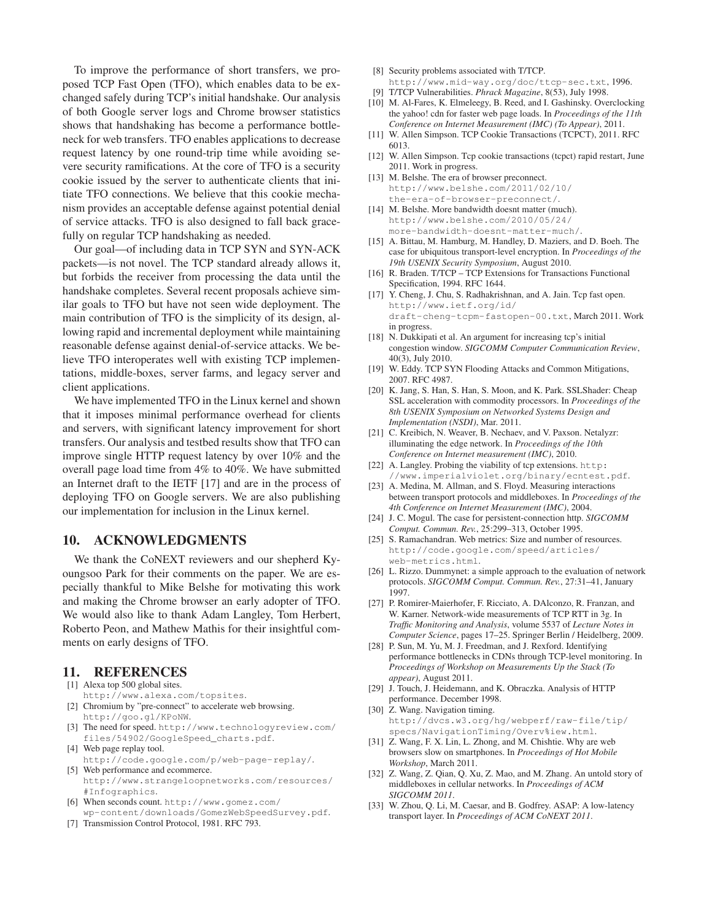To improve the performance of short transfers, we proposed TCP Fast Open (TFO), which enables data to be exchanged safely during TCP's initial handshake. Our analysis of both Google server logs and Chrome browser statistics shows that handshaking has become a performance bottleneck for web transfers. TFO enables applications to decrease request latency by one round-trip time while avoiding severe security ramifications. At the core of TFO is a security cookie issued by the server to authenticate clients that initiate TFO connections. We believe that this cookie mechanism provides an acceptable defense against potential denial of service attacks. TFO is also designed to fall back gracefully on regular TCP handshaking as needed.

Our goal—of including data in TCP SYN and SYN-ACK packets—is not novel. The TCP standard already allows it, but forbids the receiver from processing the data until the handshake completes. Several recent proposals achieve similar goals to TFO but have not seen wide deployment. The main contribution of TFO is the simplicity of its design, allowing rapid and incremental deployment while maintaining reasonable defense against denial-of-service attacks. We believe TFO interoperates well with existing TCP implementations, middle-boxes, server farms, and legacy server and client applications.

We have implemented TFO in the Linux kernel and shown that it imposes minimal performance overhead for clients and servers, with significant latency improvement for short transfers. Our analysis and testbed results show that TFO can improve single HTTP request latency by over 10% and the overall page load time from 4% to 40%. We have submitted an Internet draft to the IETF [17] and are in the process of deploying TFO on Google servers. We are also publishing our implementation for inclusion in the Linux kernel.

## 10. ACKNOWLEDGMENTS

We thank the CoNEXT reviewers and our shepherd Kyoungsoo Park for their comments on the paper. We are especially thankful to Mike Belshe for motivating this work and making the Chrome browser an early adopter of TFO. We would also like to thank Adam Langley, Tom Herbert, Roberto Peon, and Mathew Mathis for their insightful comments on early designs of TFO.

## 11. REFERENCES

[1] Alexa top 500 global sites. http://www.alexa.com/topsites.

[2] Chromium by "pre-connect" to accelerate web browsing. http://goo.gl/KPoNW.

[3] The need for speed. http://www.technologyreview.com/files/54902/GoogleSpeed_charts.pdf.

[4] Web page replay tool. http://code.google.com/p/web-page-replay/.

[5] Web performance and ecommerce. http://www.strangeloopnetworks.com/resources/#Infographics.

[6] When seconds count. http://www.gomez.com/wp-content/downloads/GomezWebSpeedSurvey.pdf.

[7] Transmission Control Protocol, 1981. RFC 793.

[8] Security problems associated with T/TCP. http://www.mid-way.org/doc/ttcp-sec.txt, 1996.

[9] T/TCP Vulnerabilities. *Phrack Magazine*, 8(53), July 1998.

[10] M. Al-Fares, K. Elmeleegy, B. Reed, and I. Gashinsky. Overclocking the yahoo! cdn for faster web page loads. In *Proceedings of the 11th Conference on Internet Measurement (IMC) (To Appear)*, 2011.

[11] W. Allen Simpson. TCP Cookie Transactions (TCPCT), 2011. RFC 6013.

[12] W. Allen Simpson. Tcp cookie transactions (tcpct) rapid restart, June 2011. Work in progress.

[13] M. Belshe. The era of browser preconnect. http://www.belshe.com/2011/02/10/the-era-of-browser-preconnect/.

[14] M. Belshe. More bandwidth doesnt matter (much). http://www.belshe.com/2010/05/24/more-bandwidth-doesnt-matter-much/.

[15] A. Bittau, M. Hamburg, M. Handley, D. Maziers, and D. Boeh. The case for ubiquitous transport-level encryption. In *Proceedings of the 19th USENIX Security Symposium*, August 2010.

[16] R. Braden. T/TCP – TCP Extensions for Transactions Functional Specification, 1994. RFC 1644.

[17] Y. Cheng, J. Chu, S. Radhakrishnan, and A. Jain. Tcp fast open. http://www.ietf.org/id/draft-cheng-tcpm-fastopen-00.txt, March 2011. Work in progress.

[18] N. Dukkipati et al. An argument for increasing tcp's initial congestion window. *SIGCOMM Computer Communication Review*, 40(3), July 2010.

[19] W. Eddy. TCP SYN Flooding Attacks and Common Mitigations, 2007. RFC 4987.

[20] K. Jang, S. Han, S. Han, S. Moon, and K. Park. SSLShader: Cheap SSL acceleration with commodity processors. In *Proceedings of the 8th USENIX Symposium on Networked Systems Design and Implementation (NSDI)*, Mar. 2011.

[21] C. Kreibich, N. Weaver, B. Nechaev, and V. Paxson. Netalyzr: illuminating the edge network. In *Proceedings of the 10th Conference on Internet measurement (IMC)*, 2010.

[22] A. Langley. Probing the viability of tcp extensions. http://www.imperialviolet.org/binary/ecntest.pdf.

[23] A. Medina, M. Allman, and S. Floyd. Measuring interactions between transport protocols and middleboxes. In *Proceedings of the 4th Conference on Internet Measurement (IMC)*, 2004.

[24] J. C. Mogul. The case for persistent-connection http. *SIGCOMM Comput. Commun. Rev.*, 25:299–313, October 1995.

[25] S. Ramachandran. Web metrics: Size and number of resources. http://code.google.com/speed/articles/web-metrics.html.

[26] L. Rizzo. Dummynet: a simple approach to the evaluation of network protocols. *SIGCOMM Comput. Commun. Rev.*, 27:31–41, January 1997.

[27] P. Romirer-Maierhofer, F. Ricciato, A. DAlconzo, R. Franzan, and W. Karner. Network-wide measurements of TCP RTT in 3g. In *Traffic Monitoring and Analysis*, volume 5537 of *Lecture Notes in Computer Science*, pages 17–25. Springer Berlin / Heidelberg, 2009.

[28] P. Sun, M. Yu, M. J. Freedman, and J. Rexford. Identifying performance bottlenecks in CDNs through TCP-level monitoring. In *Proceedings of Workshop on Measurements Up the Stack (To appear)*, August 2011.

[29] J. Touch, J. Heidemann, and K. Obraczka. Analysis of HTTP performance. December 1998.

[30] Z. Wang. Navigation timing. http://dvcs.w3.org/hg/webperf/raw-file/tip/specs/NavigationTiming/Overv%iew.html.

[31] Z. Wang, F. X. Lin, L. Zhong, and M. Chishtie. Why are web browsers slow on smartphones. In *Proceedings of Hot Mobile Workshop*, March 2011.

[32] Z. Wang, Z. Qian, Q. Xu, Z. Mao, and M. Zhang. An untold story of middleboxes in cellular networks. In *Proceedings of ACM SIGCOMM 2011*.

[33] W. Zhou, Q. Li, M. Caesar, and B. Godfrey. ASAP: A low-latency transport layer. In *Proceedings of ACM CoNEXT 2011*.